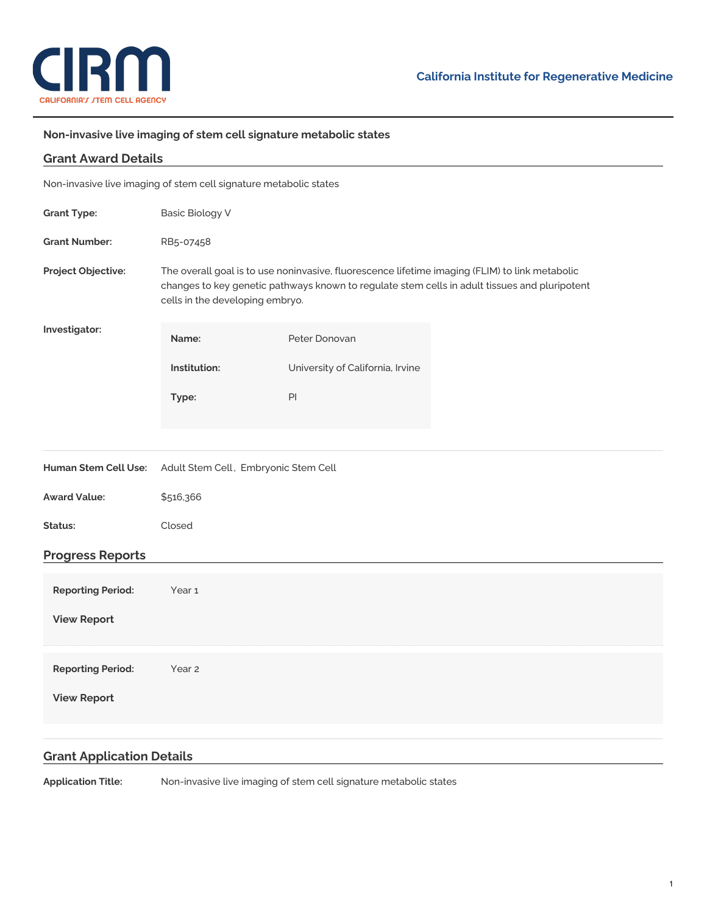California Institute for Regenerative Medicine

# Non-invasive live imaging of stem cell signature metabolic states

## Grant Award Details

Non-invasive live imaging of stem cell signature metabolic states

**Grant Type:** Basic Biology V

**Grant Number:** RB5-07458

**Project Objective:** The overall goal is to use noninvasive, fluorescence lifetime imaging (FLIM) to link metabolic changes to key genetic pathways known to regulate stem cells in adult tissues and pluripotent cells in the developing embryo.

**Investigator:**

| | |
|---|---|
| **Name:** | Peter Donovan |
| **Institution:** | University of California, Irvine |
| **Type:** | PI |

**Human Stem Cell Use:** Adult Stem Cell, Embryonic Stem Cell

**Award Value:** $516,366

**Status:** Closed

## Progress Reports

**Reporting Period:** Year 1

**View Report**

**Reporting Period:** Year 2

**View Report**

## Grant Application Details

**Application Title:** Non-invasive live imaging of stem cell signature metabolic states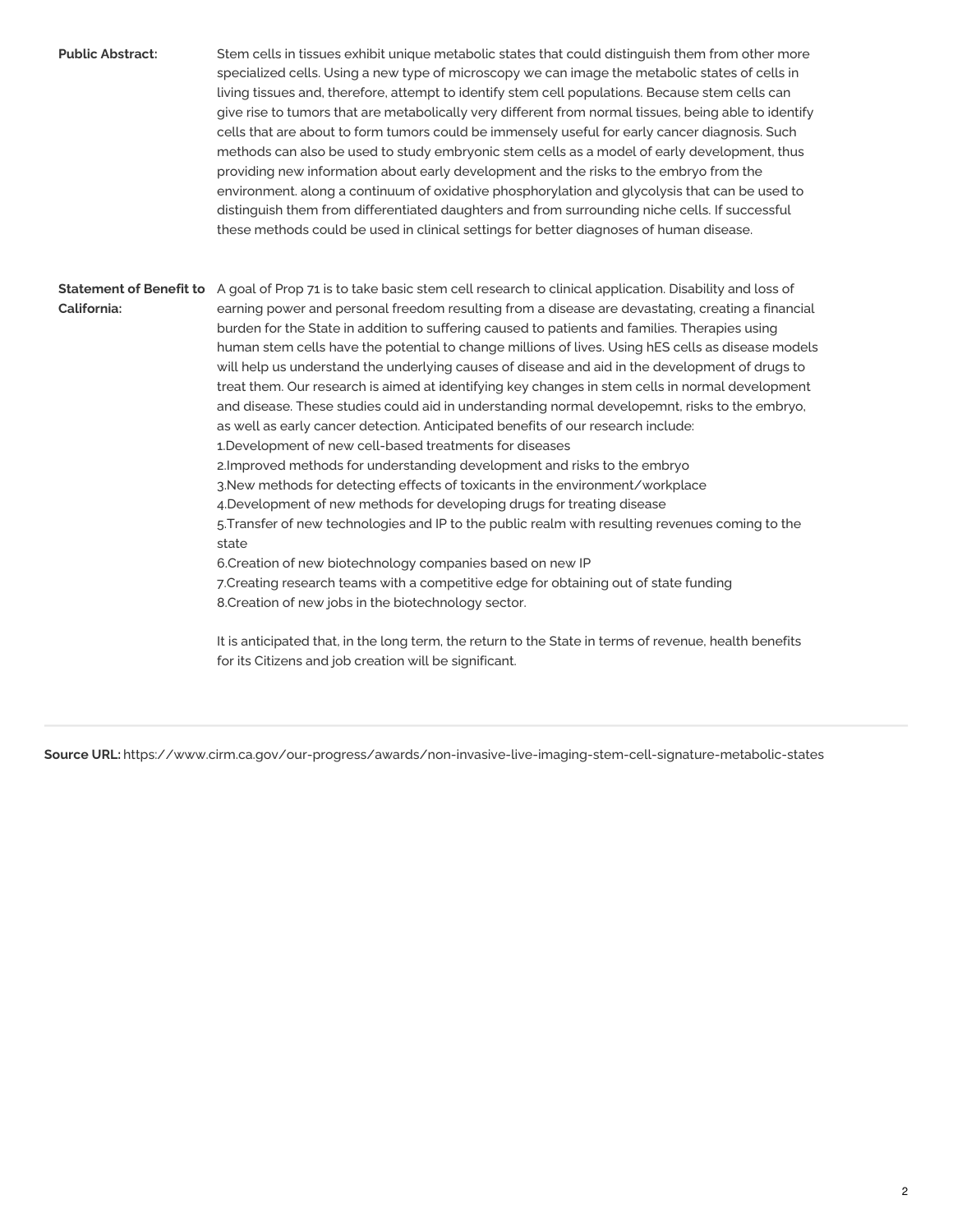**Public Abstract:**

Stem cells in tissues exhibit unique metabolic states that could distinguish them from other more specialized cells. Using a new type of microscopy we can image the metabolic states of cells in living tissues and, therefore, attempt to identify stem cell populations. Because stem cells can give rise to tumors that are metabolically very different from normal tissues, being able to identify cells that are about to form tumors could be immensely useful for early cancer diagnosis. Such methods can also be used to study embryonic stem cells as a model of early development, thus providing new information about early development and the risks to the embryo from the environment. along a continuum of oxidative phosphorylation and glycolysis that can be used to distinguish them from differentiated daughters and from surrounding niche cells. If successful these methods could be used in clinical settings for better diagnoses of human disease.

**Statement of Benefit to California:**

A goal of Prop 71 is to take basic stem cell research to clinical application. Disability and loss of earning power and personal freedom resulting from a disease are devastating, creating a financial burden for the State in addition to suffering caused to patients and families. Therapies using human stem cells have the potential to change millions of lives. Using hES cells as disease models will help us understand the underlying causes of disease and aid in the development of drugs to treat them. Our research is aimed at identifying key changes in stem cells in normal development and disease. These studies could aid in understanding normal developemnt, risks to the embryo, as well as early cancer detection. Anticipated benefits of our research include:

1.Development of new cell-based treatments for diseases
2.Improved methods for understanding development and risks to the embryo
3.New methods for detecting effects of toxicants in the environment/workplace
4.Development of new methods for developing drugs for treating disease
5.Transfer of new technologies and IP to the public realm with resulting revenues coming to the state
6.Creation of new biotechnology companies based on new IP
7.Creating research teams with a competitive edge for obtaining out of state funding
8.Creation of new jobs in the biotechnology sector.

It is anticipated that, in the long term, the return to the State in terms of revenue, health benefits for its Citizens and job creation will be significant.

---

**Source URL:** https://www.cirm.ca.gov/our-progress/awards/non-invasive-live-imaging-stem-cell-signature-metabolic-states